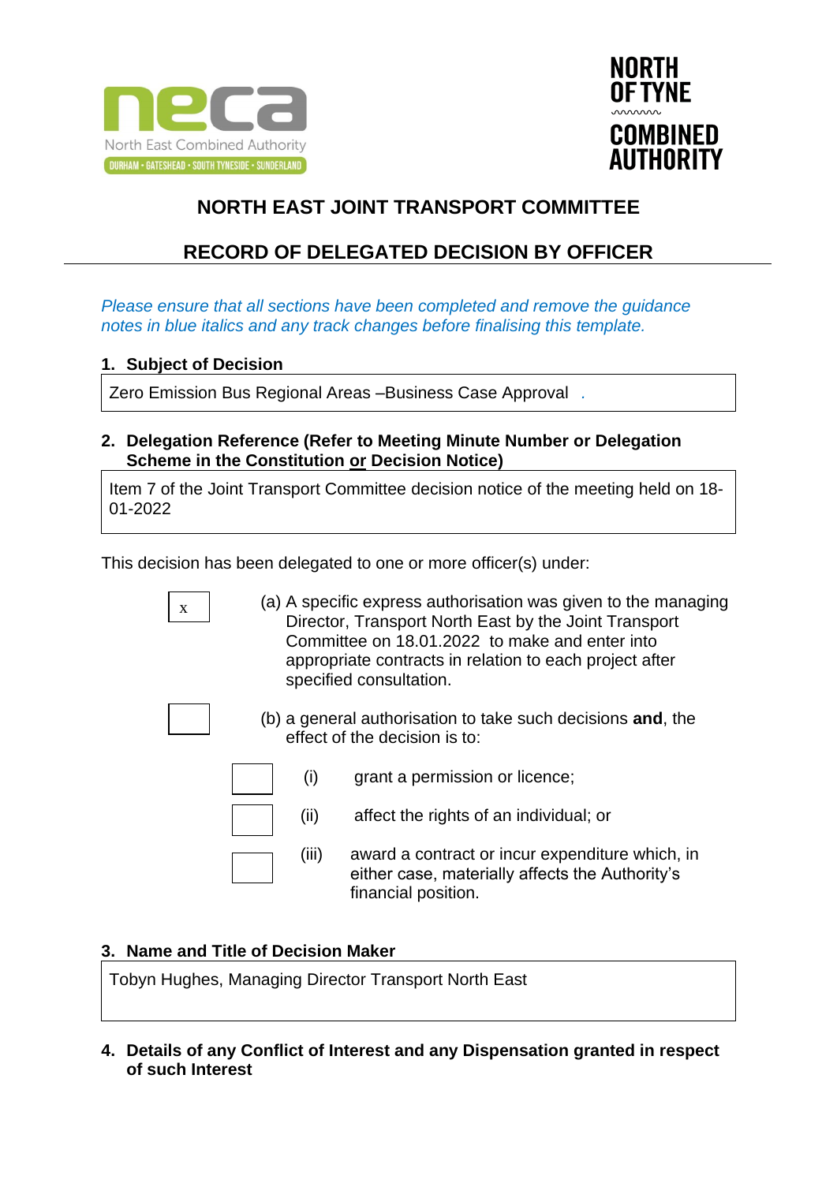neca

North East Combined Authority

DURHAM • GATESHEAD • SOUTH TYNESIDE • SUNDERLAND

NORTH OF TYNE COMBINED AUTHORITY

# NORTH EAST JOINT TRANSPORT COMMITTEE

## RECORD OF DELEGATED DECISION BY OFFICER

*Please ensure that all sections have been completed and remove the guidance notes in blue italics and any track changes before finalising this template.*

**1. Subject of Decision**

Zero Emission Bus Regional Areas –Business Case Approval .

**2. Delegation Reference (Refer to Meeting Minute Number or Delegation Scheme in the Constitution or Decision Notice)**

Item 7 of the Joint Transport Committee decision notice of the meeting held on 18-01-2022

This decision has been delegated to one or more officer(s) under:

[x] (a) A specific express authorisation was given to the managing Director, Transport North East by the Joint Transport Committee on 18.01.2022 to make and enter into appropriate contracts in relation to each project after specified consultation.

[ ] (b) a general authorisation to take such decisions **and**, the effect of the decision is to:

- [ ] (i) grant a permission or licence;
- [ ] (ii) affect the rights of an individual; or
- [ ] (iii) award a contract or incur expenditure which, in either case, materially affects the Authority's financial position.

**3. Name and Title of Decision Maker**

Tobyn Hughes, Managing Director Transport North East

**4. Details of any Conflict of Interest and any Dispensation granted in respect of such Interest**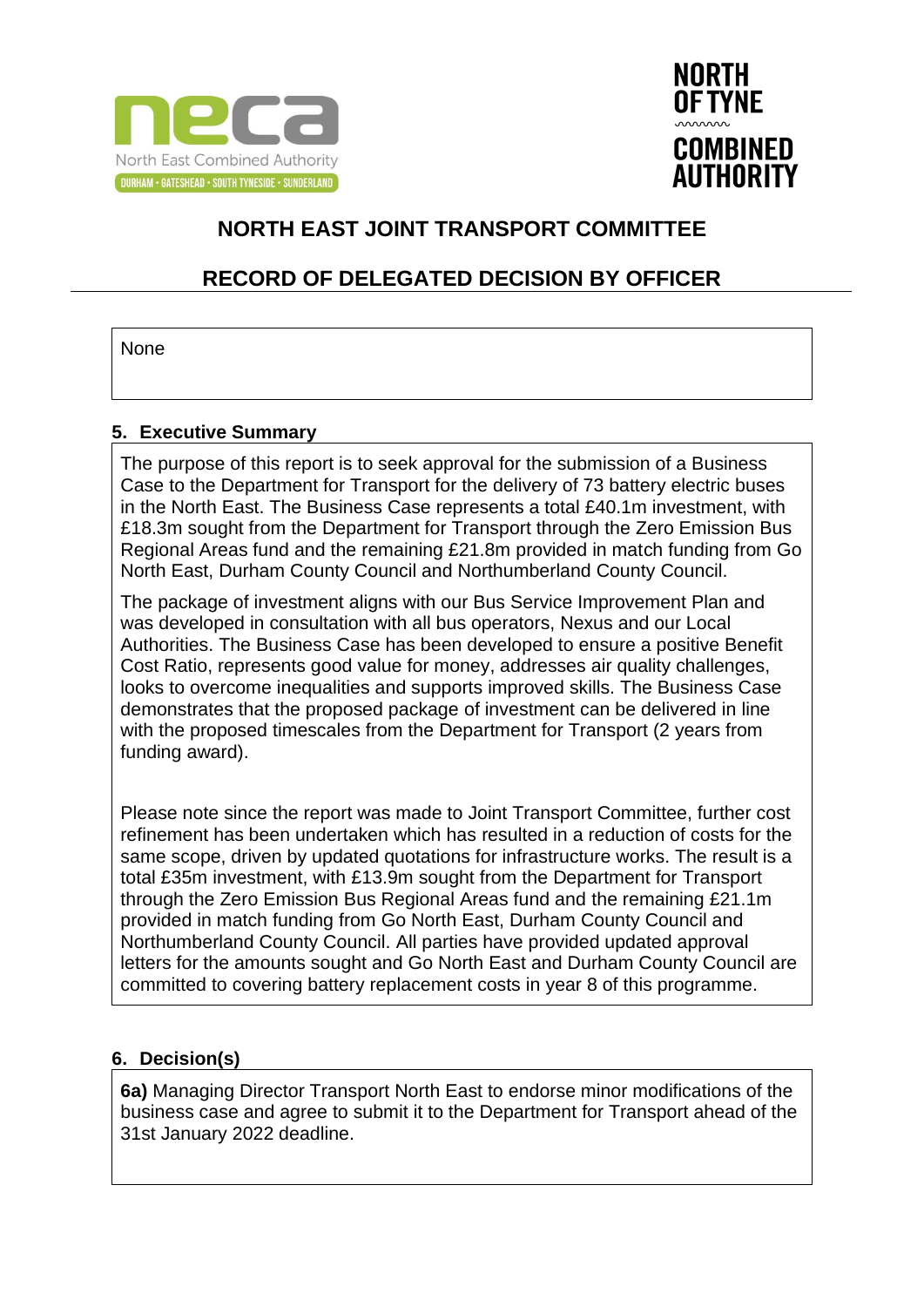# NORTH EAST JOINT TRANSPORT COMMITTEE

## RECORD OF DELEGATED DECISION BY OFFICER

None

### 5. Executive Summary

The purpose of this report is to seek approval for the submission of a Business Case to the Department for Transport for the delivery of 73 battery electric buses in the North East. The Business Case represents a total £40.1m investment, with £18.3m sought from the Department for Transport through the Zero Emission Bus Regional Areas fund and the remaining £21.8m provided in match funding from Go North East, Durham County Council and Northumberland County Council.

The package of investment aligns with our Bus Service Improvement Plan and was developed in consultation with all bus operators, Nexus and our Local Authorities. The Business Case has been developed to ensure a positive Benefit Cost Ratio, represents good value for money, addresses air quality challenges, looks to overcome inequalities and supports improved skills. The Business Case demonstrates that the proposed package of investment can be delivered in line with the proposed timescales from the Department for Transport (2 years from funding award).

Please note since the report was made to Joint Transport Committee, further cost refinement has been undertaken which has resulted in a reduction of costs for the same scope, driven by updated quotations for infrastructure works. The result is a total £35m investment, with £13.9m sought from the Department for Transport through the Zero Emission Bus Regional Areas fund and the remaining £21.1m provided in match funding from Go North East, Durham County Council and Northumberland County Council. All parties have provided updated approval letters for the amounts sought and Go North East and Durham County Council are committed to covering battery replacement costs in year 8 of this programme.

### 6. Decision(s)

**6a)** Managing Director Transport North East to endorse minor modifications of the business case and agree to submit it to the Department for Transport ahead of the 31st January 2022 deadline.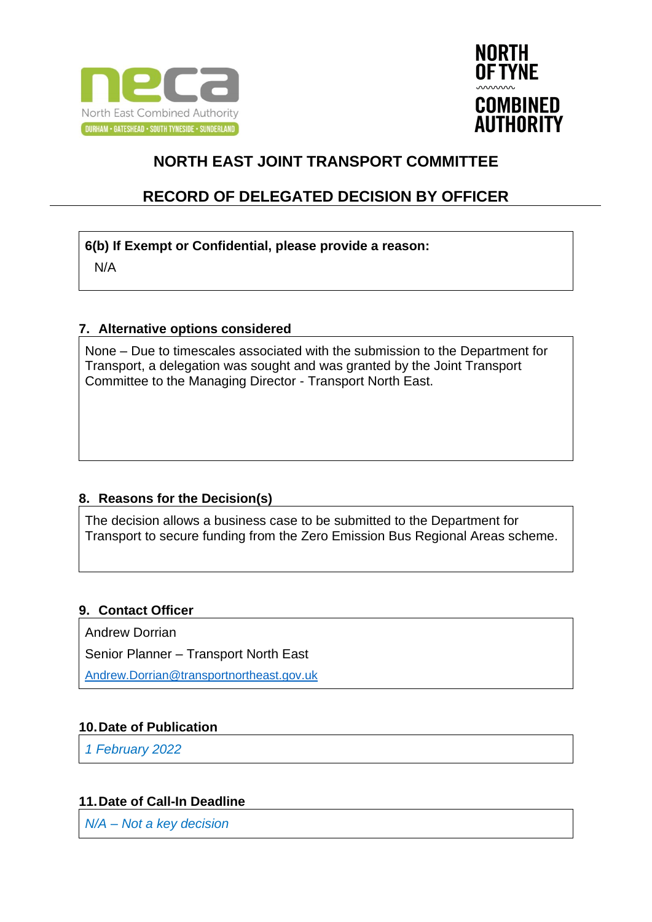## NORTH EAST JOINT TRANSPORT COMMITTEE

## RECORD OF DELEGATED DECISION BY OFFICER

**6(b) If Exempt or Confidential, please provide a reason:**

N/A

### 7. Alternative options considered

None – Due to timescales associated with the submission to the Department for Transport, a delegation was sought and was granted by the Joint Transport Committee to the Managing Director - Transport North East.

### 8. Reasons for the Decision(s)

The decision allows a business case to be submitted to the Department for Transport to secure funding from the Zero Emission Bus Regional Areas scheme.

### 9. Contact Officer

Andrew Dorrian

Senior Planner – Transport North East

Andrew.Dorrian@transportnortheast.gov.uk

### 10. Date of Publication

*1 February 2022*

### 11. Date of Call-In Deadline

*N/A – Not a key decision*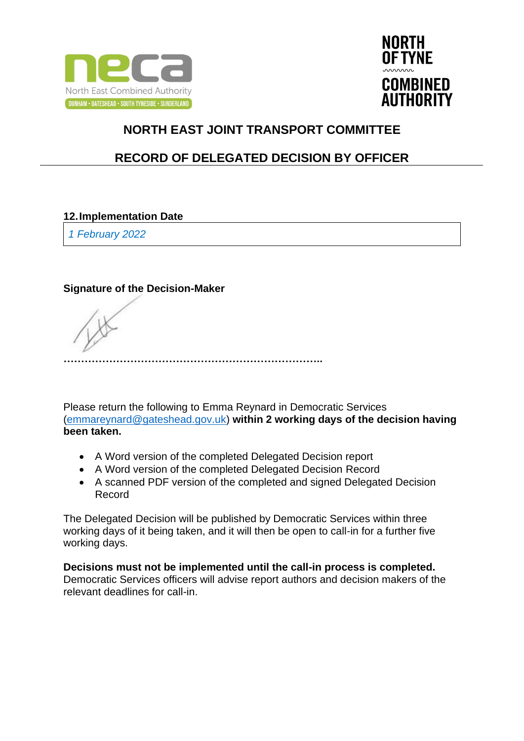# NORTH EAST JOINT TRANSPORT COMMITTEE

## RECORD OF DELEGATED DECISION BY OFFICER

**12. Implementation Date**

| |
|---|
| *1 February 2022* |

**Signature of the Decision-Maker**

…………………………………………………………………..

Please return the following to Emma Reynard in Democratic Services (emmareynard@gateshead.gov.uk) **within 2 working days of the decision having been taken.**

- A Word version of the completed Delegated Decision report
- A Word version of the completed Delegated Decision Record
- A scanned PDF version of the completed and signed Delegated Decision Record

The Delegated Decision will be published by Democratic Services within three working days of it being taken, and it will then be open to call-in for a further five working days.

**Decisions must not be implemented until the call-in process is completed.** Democratic Services officers will advise report authors and decision makers of the relevant deadlines for call-in.